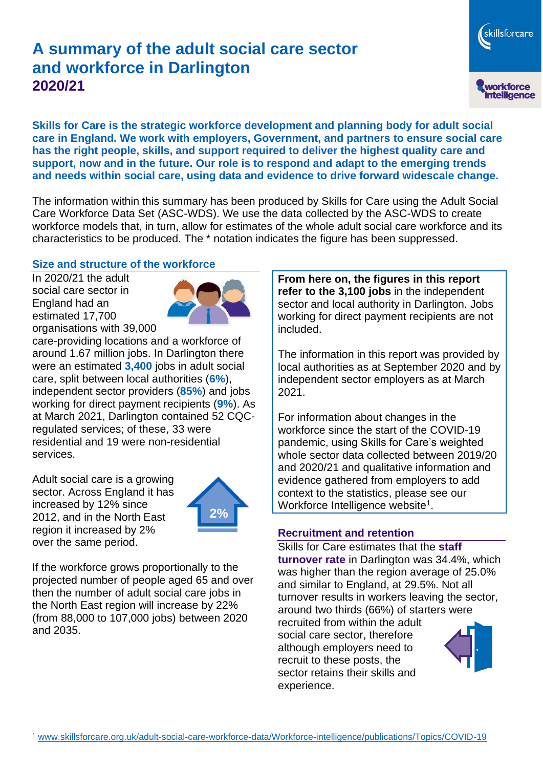# A summary of the adult social care sector and workforce in Darlington 2020/21

**Skills for Care is the strategic workforce development and planning body for adult social care in England. We work with employers, Government, and partners to ensure social care has the right people, skills, and support required to deliver the highest quality care and support, now and in the future. Our role is to respond and adapt to the emerging trends and needs within social care, using data and evidence to drive forward widescale change.**

The information within this summary has been produced by Skills for Care using the Adult Social Care Workforce Data Set (ASC-WDS). We use the data collected by the ASC-WDS to create workforce models that, in turn, allow for estimates of the whole adult social care workforce and its characteristics to be produced. The * notation indicates the figure has been suppressed.

## Size and structure of the workforce

In 2020/21 the adult social care sector in England had an estimated 17,700 organisations with 39,000 care-providing locations and a workforce of around 1.67 million jobs. In Darlington there were an estimated **3,400** jobs in adult social care, split between local authorities (**6%**), independent sector providers (**85%**) and jobs working for direct payment recipients (**9%**). As at March 2021, Darlington contained 52 CQC-regulated services; of these, 33 were residential and 19 were non-residential services.

Adult social care is a growing sector. Across England it has increased by 12% since 2012, and in the North East region it increased by 2% over the same period.

2%

If the workforce grows proportionally to the projected number of people aged 65 and over then the number of adult social care jobs in the North East region will increase by 22% (from 88,000 to 107,000 jobs) between 2020 and 2035.

**From here on, the figures in this report refer to the 3,100 jobs** in the independent sector and local authority in Darlington. Jobs working for direct payment recipients are not included.

The information in this report was provided by local authorities as at September 2020 and by independent sector employers as at March 2021.

For information about changes in the workforce since the start of the COVID-19 pandemic, using Skills for Care's weighted whole sector data collected between 2019/20 and 2020/21 and qualitative information and evidence gathered from employers to add context to the statistics, please see our Workforce Intelligence website[1].

## Recruitment and retention

Skills for Care estimates that the **staff turnover rate** in Darlington was 34.4%, which was higher than the region average of 25.0% and similar to England, at 29.5%. Not all turnover results in workers leaving the sector, around two thirds (66%) of starters were recruited from within the adult social care sector, therefore although employers need to recruit to these posts, the sector retains their skills and experience.

[1] www.skillsforcare.org.uk/adult-social-care-workforce-data/Workforce-intelligence/publications/Topics/COVID-19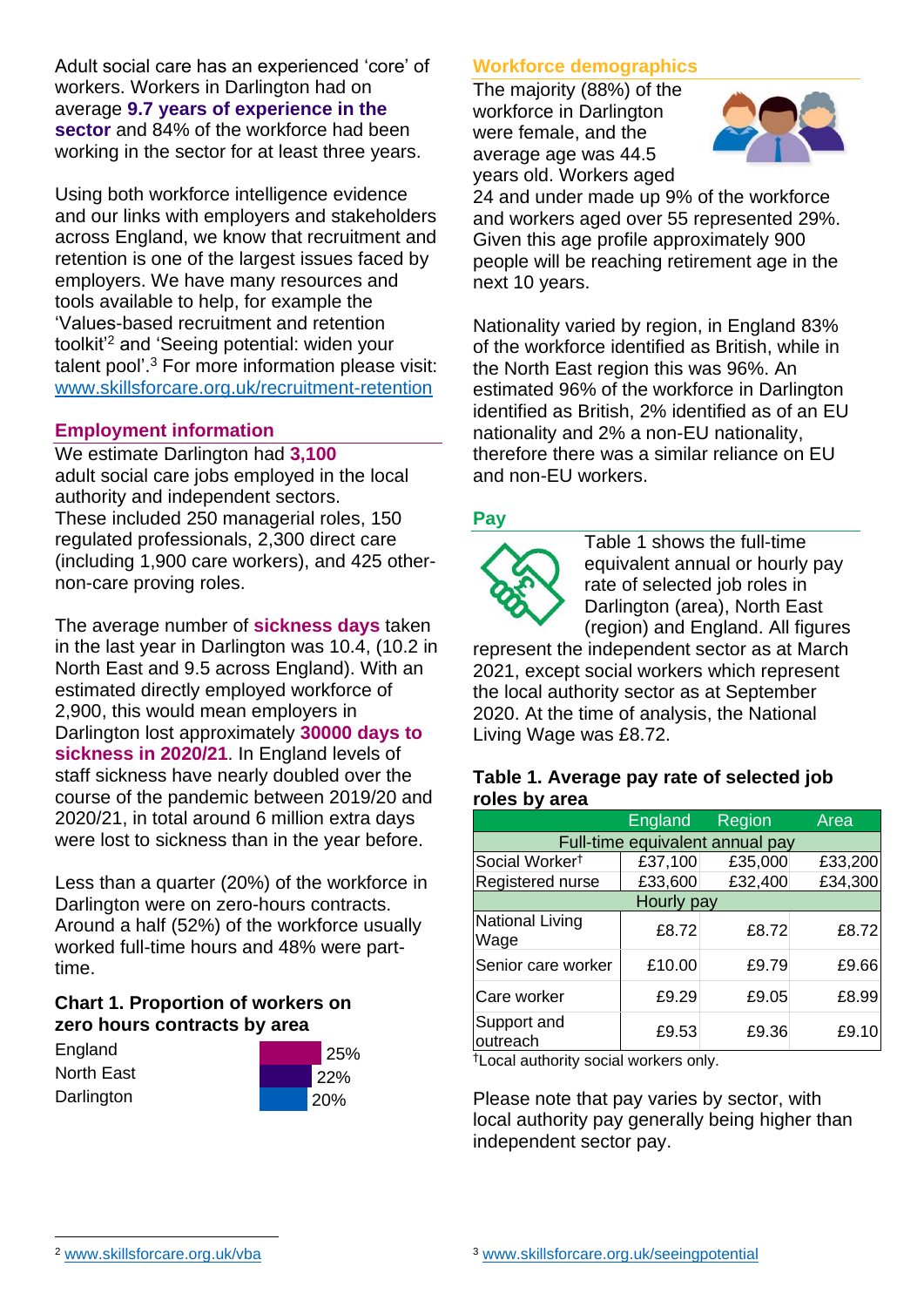Adult social care has an experienced 'core' of workers. Workers in Darlington had on average **9.7 years of experience in the sector** and 84% of the workforce had been working in the sector for at least three years.

Using both workforce intelligence evidence and our links with employers and stakeholders across England, we know that recruitment and retention is one of the largest issues faced by employers. We have many resources and tools available to help, for example the 'Values-based recruitment and retention toolkit'[2] and 'Seeing potential: widen your talent pool'.[3] For more information please visit: www.skillsforcare.org.uk/recruitment-retention

## Employment information

We estimate Darlington had **3,100** adult social care jobs employed in the local authority and independent sectors. These included 250 managerial roles, 150 regulated professionals, 2,300 direct care (including 1,900 care workers), and 425 other-non-care proving roles.

The average number of **sickness days** taken in the last year in Darlington was 10.4, (10.2 in North East and 9.5 across England). With an estimated directly employed workforce of 2,900, this would mean employers in Darlington lost approximately **30000 days to sickness in 2020/21**. In England levels of staff sickness have nearly doubled over the course of the pandemic between 2019/20 and 2020/21, in total around 6 million extra days were lost to sickness than in the year before.

Less than a quarter (20%) of the workforce in Darlington were on zero-hours contracts. Around a half (52%) of the workforce usually worked full-time hours and 48% were part-time.

### Chart 1. Proportion of workers on zero hours contracts by area

| Area | Proportion |
|---|---|
| England | 25% |
| North East | 22% |
| Darlington | 20% |

## Workforce demographics

The majority (88%) of the workforce in Darlington were female, and the average age was 44.5 years old. Workers aged 24 and under made up 9% of the workforce and workers aged over 55 represented 29%. Given this age profile approximately 900 people will be reaching retirement age in the next 10 years.

Nationality varied by region, in England 83% of the workforce identified as British, while in the North East region this was 96%. An estimated 96% of the workforce in Darlington identified as British, 2% identified as of an EU nationality and 2% a non-EU nationality, therefore there was a similar reliance on EU and non-EU workers.

## Pay

Table 1 shows the full-time equivalent annual or hourly pay rate of selected job roles in Darlington (area), North East (region) and England. All figures represent the independent sector as at March 2021, except social workers which represent the local authority sector as at September 2020. At the time of analysis, the National Living Wage was £8.72.

### Table 1. Average pay rate of selected job roles by area

| | England | Region | Area |
|---|---|---|---|
| **Full-time equivalent annual pay** | | | |
| Social Worker† | £37,100 | £35,000 | £33,200 |
| Registered nurse | £33,600 | £32,400 | £34,300 |
| **Hourly pay** | | | |
| National Living Wage | £8.72 | £8.72 | £8.72 |
| Senior care worker | £10.00 | £9.79 | £9.66 |
| Care worker | £9.29 | £9.05 | £8.99 |
| Support and outreach | £9.53 | £9.36 | £9.10 |

†Local authority social workers only.

Please note that pay varies by sector, with local authority pay generally being higher than independent sector pay.

[2] www.skillsforcare.org.uk/vba

[3] www.skillsforcare.org.uk/seeingpotential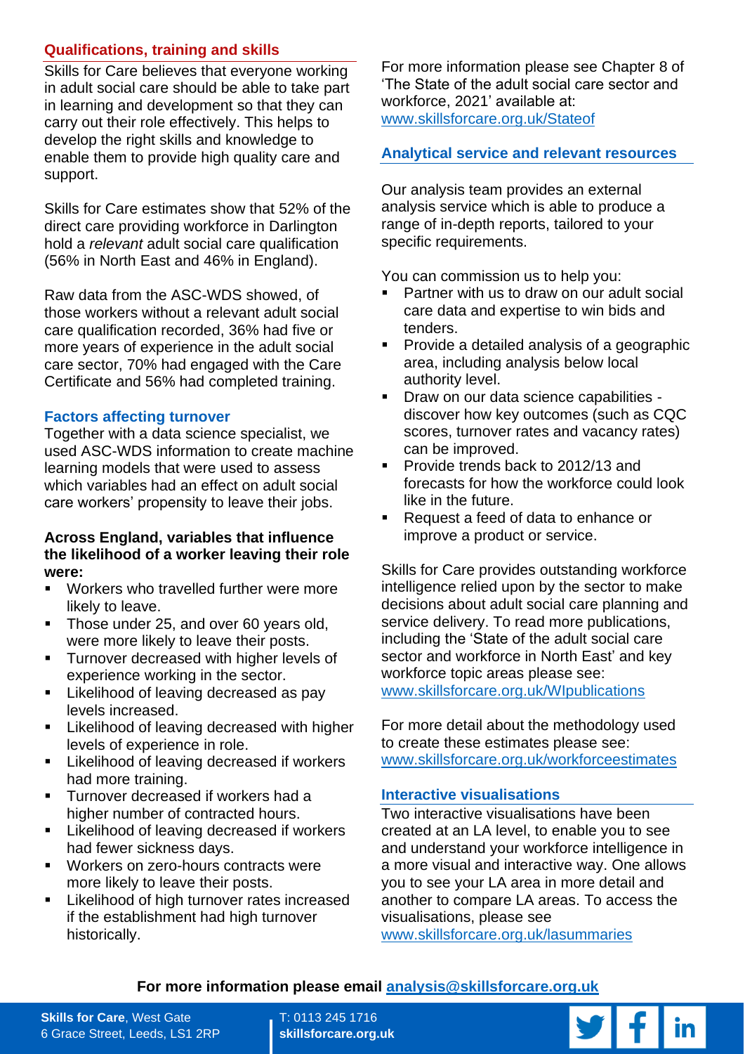## Qualifications, training and skills

Skills for Care believes that everyone working in adult social care should be able to take part in learning and development so that they can carry out their role effectively. This helps to develop the right skills and knowledge to enable them to provide high quality care and support.

Skills for Care estimates show that 52% of the direct care providing workforce in Darlington hold a *relevant* adult social care qualification (56% in North East and 46% in England).

Raw data from the ASC-WDS showed, of those workers without a relevant adult social care qualification recorded, 36% had five or more years of experience in the adult social care sector, 70% had engaged with the Care Certificate and 56% had completed training.

## Factors affecting turnover

Together with a data science specialist, we used ASC-WDS information to create machine learning models that were used to assess which variables had an effect on adult social care workers' propensity to leave their jobs.

**Across England, variables that influence the likelihood of a worker leaving their role were:**

- Workers who travelled further were more likely to leave.
- Those under 25, and over 60 years old, were more likely to leave their posts.
- Turnover decreased with higher levels of experience working in the sector.
- Likelihood of leaving decreased as pay levels increased.
- Likelihood of leaving decreased with higher levels of experience in role.
- Likelihood of leaving decreased if workers had more training.
- Turnover decreased if workers had a higher number of contracted hours.
- Likelihood of leaving decreased if workers had fewer sickness days.
- Workers on zero-hours contracts were more likely to leave their posts.
- Likelihood of high turnover rates increased if the establishment had high turnover historically.

For more information please see Chapter 8 of 'The State of the adult social care sector and workforce, 2021' available at: www.skillsforcare.org.uk/Stateof

## Analytical service and relevant resources

Our analysis team provides an external analysis service which is able to produce a range of in-depth reports, tailored to your specific requirements.

You can commission us to help you:

- Partner with us to draw on our adult social care data and expertise to win bids and tenders.
- Provide a detailed analysis of a geographic area, including analysis below local authority level.
- Draw on our data science capabilities - discover how key outcomes (such as CQC scores, turnover rates and vacancy rates) can be improved.
- Provide trends back to 2012/13 and forecasts for how the workforce could look like in the future.
- Request a feed of data to enhance or improve a product or service.

Skills for Care provides outstanding workforce intelligence relied upon by the sector to make decisions about adult social care planning and service delivery. To read more publications, including the 'State of the adult social care sector and workforce in North East' and key workforce topic areas please see: www.skillsforcare.org.uk/WIpublications

For more detail about the methodology used to create these estimates please see: www.skillsforcare.org.uk/workforceestimates

## Interactive visualisations

Two interactive visualisations have been created at an LA level, to enable you to see and understand your workforce intelligence in a more visual and interactive way. One allows you to see your LA area in more detail and another to compare LA areas. To access the visualisations, please see www.skillsforcare.org.uk/lasummaries

**For more information please email analysis@skillsforcare.org.uk**

**Skills for Care**, West Gate
6 Grace Street, Leeds, LS1 2RP

T: 0113 245 1716
**skillsforcare.org.uk**